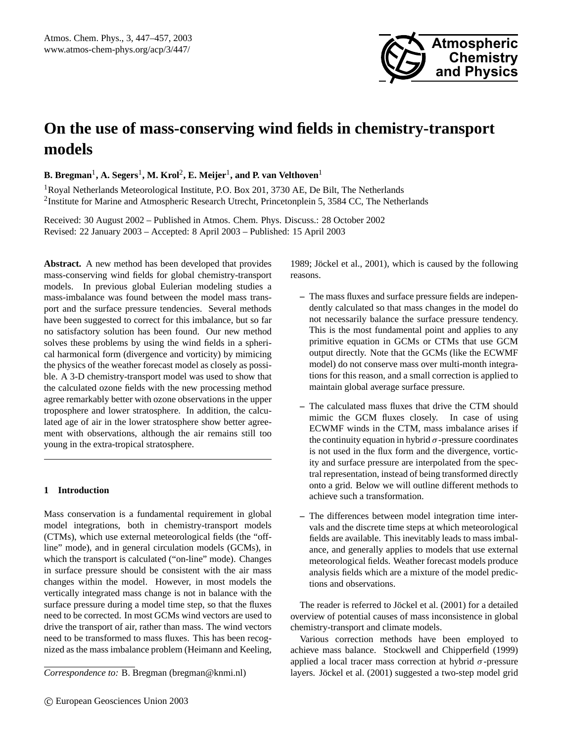# On the use of mass-conserving wind fields in chemistry-transport models

**B. Bregman[1], A. Segers[1], M. Krol[2], E. Meijer[1], and P. van Velthoven[1]**

[1]Royal Netherlands Meteorological Institute, P.O. Box 201, 3730 AE, De Bilt, The Netherlands
[2]Institute for Marine and Atmospheric Research Utrecht, Princetonplein 5, 3584 CC, The Netherlands

Received: 30 August 2002 – Published in Atmos. Chem. Phys. Discuss.: 28 October 2002
Revised: 22 January 2003 – Accepted: 8 April 2003 – Published: 15 April 2003

**Abstract.** A new method has been developed that provides mass-conserving wind fields for global chemistry-transport models. In previous global Eulerian modeling studies a mass-imbalance was found between the model mass transport and the surface pressure tendencies. Several methods have been suggested to correct for this imbalance, but so far no satisfactory solution has been found. Our new method solves these problems by using the wind fields in a spherical harmonical form (divergence and vorticity) by mimicing the physics of the weather forecast model as closely as possible. A 3-D chemistry-transport model was used to show that the calculated ozone fields with the new processing method agree remarkably better with ozone observations in the upper troposphere and lower stratosphere. In addition, the calculated age of air in the lower stratosphere show better agreement with observations, although the air remains still too young in the extra-tropical stratosphere.

## 1 Introduction

Mass conservation is a fundamental requirement in global model integrations, both in chemistry-transport models (CTMs), which use external meteorological fields (the "off-line" mode), and in general circulation models (GCMs), in which the transport is calculated ("on-line" mode). Changes in surface pressure should be consistent with the air mass changes within the model. However, in most models the vertically integrated mass change is not in balance with the surface pressure during a model time step, so that the fluxes need to be corrected. In most GCMs wind vectors are used to drive the transport of air, rather than mass. The wind vectors need to be transformed to mass fluxes. This has been recognized as the mass imbalance problem (Heimann and Keeling, 1989; Jöckel et al., 2001), which is caused by the following reasons.

- The mass fluxes and surface pressure fields are independently calculated so that mass changes in the model do not necessarily balance the surface pressure tendency. This is the most fundamental point and applies to any primitive equation in GCMs or CTMs that use GCM output directly. Note that the GCMs (like the ECWMF model) do not conserve mass over multi-month integrations for this reason, and a small correction is applied to maintain global average surface pressure.
- The calculated mass fluxes that drive the CTM should mimic the GCM fluxes closely. In case of using ECWMF winds in the CTM, mass imbalance arises if the continuity equation in hybrid $\sigma$-pressure coordinates is not used in the flux form and the divergence, vorticity and surface pressure are interpolated from the spectral representation, instead of being transformed directly onto a grid. Below we will outline different methods to achieve such a transformation.
- The differences between model integration time intervals and the discrete time steps at which meteorological fields are available. This inevitably leads to mass imbalance, and generally applies to models that use external meteorological fields. Weather forecast models produce analysis fields which are a mixture of the model predictions and observations.

The reader is referred to Jöckel et al. (2001) for a detailed overview of potential causes of mass inconsistence in global chemistry-transport and climate models.

Various correction methods have been employed to achieve mass balance. Stockwell and Chipperfield (1999) applied a local tracer mass correction at hybrid $\sigma$-pressure layers. Jöckel et al. (2001) suggested a two-step model grid

*Correspondence to:* B. Bregman (bregman@knmi.nl)

© European Geosciences Union 2003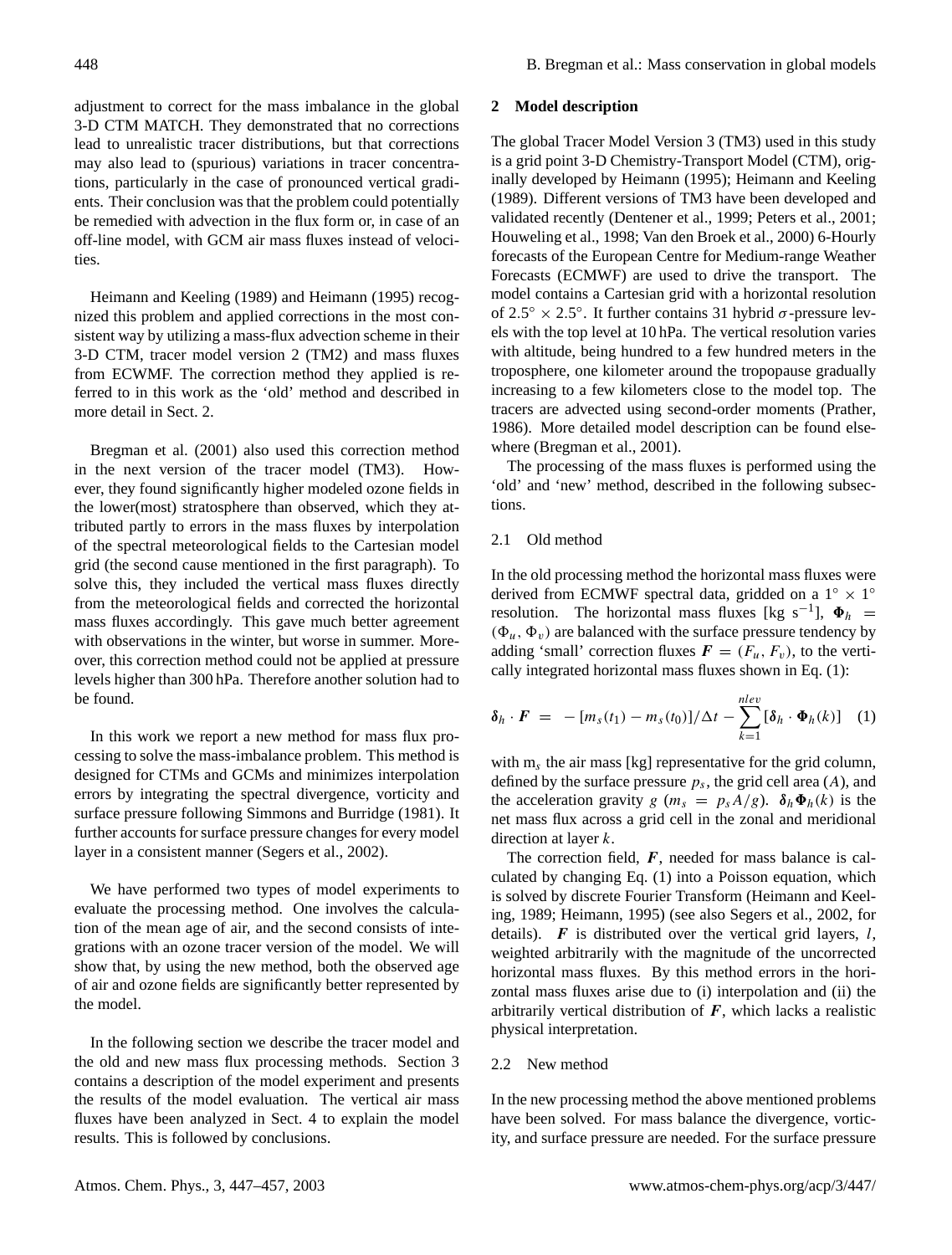adjustment to correct for the mass imbalance in the global 3-D CTM MATCH. They demonstrated that no corrections lead to unrealistic tracer distributions, but that corrections may also lead to (spurious) variations in tracer concentrations, particularly in the case of pronounced vertical gradients. Their conclusion was that the problem could potentially be remedied with advection in the flux form or, in case of an off-line model, with GCM air mass fluxes instead of velocities.

Heimann and Keeling (1989) and Heimann (1995) recognized this problem and applied corrections in the most consistent way by utilizing a mass-flux advection scheme in their 3-D CTM, tracer model version 2 (TM2) and mass fluxes from ECWMF. The correction method they applied is referred to in this work as the 'old' method and described in more detail in Sect. 2.

Bregman et al. (2001) also used this correction method in the next version of the tracer model (TM3). However, they found significantly higher modeled ozone fields in the lower(most) stratosphere than observed, which they attributed partly to errors in the mass fluxes by interpolation of the spectral meteorological fields to the Cartesian model grid (the second cause mentioned in the first paragraph). To solve this, they included the vertical mass fluxes directly from the meteorological fields and corrected the horizontal mass fluxes accordingly. This gave much better agreement with observations in the winter, but worse in summer. Moreover, this correction method could not be applied at pressure levels higher than 300 hPa. Therefore another solution had to be found.

In this work we report a new method for mass flux processing to solve the mass-imbalance problem. This method is designed for CTMs and GCMs and minimizes interpolation errors by integrating the spectral divergence, vorticity and surface pressure following Simmons and Burridge (1981). It further accounts for surface pressure changes for every model layer in a consistent manner (Segers et al., 2002).

We have performed two types of model experiments to evaluate the processing method. One involves the calculation of the mean age of air, and the second consists of integrations with an ozone tracer version of the model. We will show that, by using the new method, both the observed age of air and ozone fields are significantly better represented by the model.

In the following section we describe the tracer model and the old and new mass flux processing methods. Section 3 contains a description of the model experiment and presents the results of the model evaluation. The vertical air mass fluxes have been analyzed in Sect. 4 to explain the model results. This is followed by conclusions.

## 2 Model description

The global Tracer Model Version 3 (TM3) used in this study is a grid point 3-D Chemistry-Transport Model (CTM), originally developed by Heimann (1995); Heimann and Keeling (1989). Different versions of TM3 have been developed and validated recently (Dentener et al., 1999; Peters et al., 2001; Houweling et al., 1998; Van den Broek et al., 2000) 6-Hourly forecasts of the European Centre for Medium-range Weather Forecasts (ECMWF) are used to drive the transport. The model contains a Cartesian grid with a horizontal resolution of $2.5^\circ \times 2.5^\circ$. It further contains 31 hybrid $\sigma$-pressure levels with the top level at 10 hPa. The vertical resolution varies with altitude, being hundred to a few hundred meters in the troposphere, one kilometer around the tropopause gradually increasing to a few kilometers close to the model top. The tracers are advected using second-order moments (Prather, 1986). More detailed model description can be found elsewhere (Bregman et al., 2001).

The processing of the mass fluxes is performed using the 'old' and 'new' method, described in the following subsections.

### 2.1 Old method

In the old processing method the horizontal mass fluxes were derived from ECMWF spectral data, gridded on a $1^\circ \times 1^\circ$ resolution. The horizontal mass fluxes [kg s$^{-1}$], $\boldsymbol{\Phi}_h = (\Phi_u, \Phi_v)$ are balanced with the surface pressure tendency by adding 'small' correction fluxes $\boldsymbol{F} = (F_u, F_v)$, to the vertically integrated horizontal mass fluxes shown in Eq. (1):

$$\boldsymbol{\delta}_h \cdot \boldsymbol{F} \;=\; -[m_s(t_1) - m_s(t_0)]/\Delta t - \sum_{k=1}^{nlev} [\boldsymbol{\delta}_h \cdot \boldsymbol{\Phi}_h(k)] \quad (1)$$

with $m_s$ the air mass [kg] representative for the grid column, defined by the surface pressure $p_s$, the grid cell area ($A$), and the acceleration gravity $g$ ($m_s = p_s A/g$). $\boldsymbol{\delta}_h \boldsymbol{\Phi}_h(k)$ is the net mass flux across a grid cell in the zonal and meridional direction at layer $k$.

The correction field, $\boldsymbol{F}$, needed for mass balance is calculated by changing Eq. (1) into a Poisson equation, which is solved by discrete Fourier Transform (Heimann and Keeling, 1989; Heimann, 1995) (see also Segers et al., 2002, for details). $\boldsymbol{F}$ is distributed over the vertical grid layers, $l$, weighted arbitrarily with the magnitude of the uncorrected horizontal mass fluxes. By this method errors in the horizontal mass fluxes arise due to (i) interpolation and (ii) the arbitrarily vertical distribution of $\boldsymbol{F}$, which lacks a realistic physical interpretation.

### 2.2 New method

In the new processing method the above mentioned problems have been solved. For mass balance the divergence, vorticity, and surface pressure are needed. For the surface pressure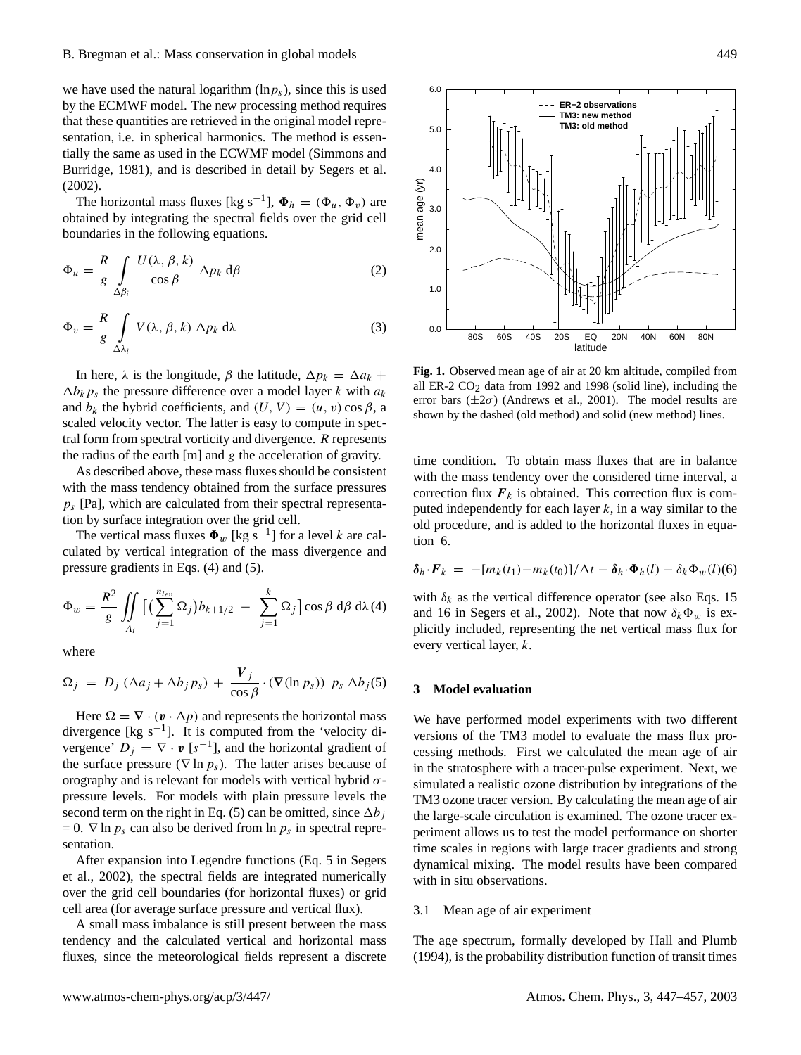we have used the natural logarithm ($\ln p_s$), since this is used by the ECMWF model. The new processing method requires that these quantities are retrieved in the original model representation, i.e. in spherical harmonics. The method is essentially the same as used in the ECWMF model (Simmons and Burridge, 1981), and is described in detail by Segers et al. (2002).

The horizontal mass fluxes [kg s$^{-1}$], $\mathbf{\Phi}_h = (\Phi_u, \Phi_v)$ are obtained by integrating the spectral fields over the grid cell boundaries in the following equations.

$$\Phi_u = \frac{R}{g} \int_{\Delta\beta_i} \frac{U(\lambda, \beta, k)}{\cos\beta} \Delta p_k \, d\beta \tag{2}$$

$$\Phi_v = \frac{R}{g} \int_{\Delta\lambda_i} V(\lambda, \beta, k) \, \Delta p_k \, d\lambda \tag{3}$$

In here, $\lambda$ is the longitude, $\beta$ the latitude, $\Delta p_k = \Delta a_k + \Delta b_k p_s$ the pressure difference over a model layer $k$ with $a_k$ and $b_k$ the hybrid coefficients, and $(U, V) = (u, v)\cos\beta$, a scaled velocity vector. The latter is easy to compute in spectral form from spectral vorticity and divergence. $R$ represents the radius of the earth [m] and $g$ the acceleration of gravity.

As described above, these mass fluxes should be consistent with the mass tendency obtained from the surface pressures $p_s$ [Pa], which are calculated from their spectral representation by surface integration over the grid cell.

The vertical mass fluxes $\mathbf{\Phi}_w$ [kg s$^{-1}$] for a level $k$ are calculated by vertical integration of the mass divergence and pressure gradients in Eqs. (4) and (5).

$$\Phi_w = \frac{R^2}{g} \iint_{A_i} \Big[ \big(\sum_{j=1}^{n_{lev}} \Omega_j\big) b_{k+1/2} \; - \; \sum_{j=1}^{k} \Omega_j \Big] \cos\beta \, d\beta \, d\lambda \tag{4}$$

where

$$\Omega_j \; = \; D_j \, (\Delta a_j + \Delta b_j p_s) \; + \; \frac{\mathbf{V}_j}{\cos\beta} \cdot (\nabla(\ln p_s)) \;\; p_s \, \Delta b_j \tag{5}$$

Here $\Omega = \nabla \cdot (\mathbf{v} \cdot \Delta p)$ and represents the horizontal mass divergence [kg s$^{-1}$]. It is computed from the 'velocity divergence' $D_j = \nabla \cdot \mathbf{v}$ [$s^{-1}$], and the horizontal gradient of the surface pressure ($\nabla \ln p_s$). The latter arises because of orography and is relevant for models with vertical hybrid $\sigma$-pressure levels. For models with plain pressure levels the second term on the right in Eq. (5) can be omitted, since $\Delta b_j = 0$. $\nabla \ln p_s$ can also be derived from $\ln p_s$ in spectral representation.

After expansion into Legendre functions (Eq. 5 in Segers et al., 2002), the spectral fields are integrated numerically over the grid cell boundaries (for horizontal fluxes) or grid cell area (for average surface pressure and vertical flux).

A small mass imbalance is still present between the mass tendency and the calculated vertical and horizontal mass fluxes, since the meteorological fields represent a discrete time condition. To obtain mass fluxes that are in balance with the mass tendency over the considered time interval, a correction flux $\mathbf{F}_k$ is obtained. This correction flux is computed independently for each layer $k$, in a way similar to the old procedure, and is added to the horizontal fluxes in equation 6.

$$\boldsymbol{\delta}_h \cdot \mathbf{F}_k \; = \; -[m_k(t_1) - m_k(t_0)]/\Delta t - \boldsymbol{\delta}_h \cdot \mathbf{\Phi}_h(l) - \delta_k \Phi_w(l) \tag{6}$$

with $\delta_k$ as the vertical difference operator (see also Eqs. 15 and 16 in Segers et al., 2002). Note that now $\delta_k \Phi_w$ is explicitly included, representing the net vertical mass flux for every vertical layer, $k$.

**Fig. 1.** Observed mean age of air at 20 km altitude, compiled from all ER-2 $CO_2$ data from 1992 and 1998 (solid line), including the error bars ($\pm 2\sigma$) (Andrews et al., 2001). The model results are shown by the dashed (old method) and solid (new method) lines.

## 3 Model evaluation

We have performed model experiments with two different versions of the TM3 model to evaluate the mass flux processing methods. First we calculated the mean age of air in the stratosphere with a tracer-pulse experiment. Next, we simulated a realistic ozone distribution by integrations of the TM3 ozone tracer version. By calculating the mean age of air the large-scale circulation is examined. The ozone tracer experiment allows us to test the model performance on shorter time scales in regions with large tracer gradients and strong dynamical mixing. The model results have been compared with in situ observations.

### 3.1 Mean age of air experiment

The age spectrum, formally developed by Hall and Plumb (1994), is the probability distribution function of transit times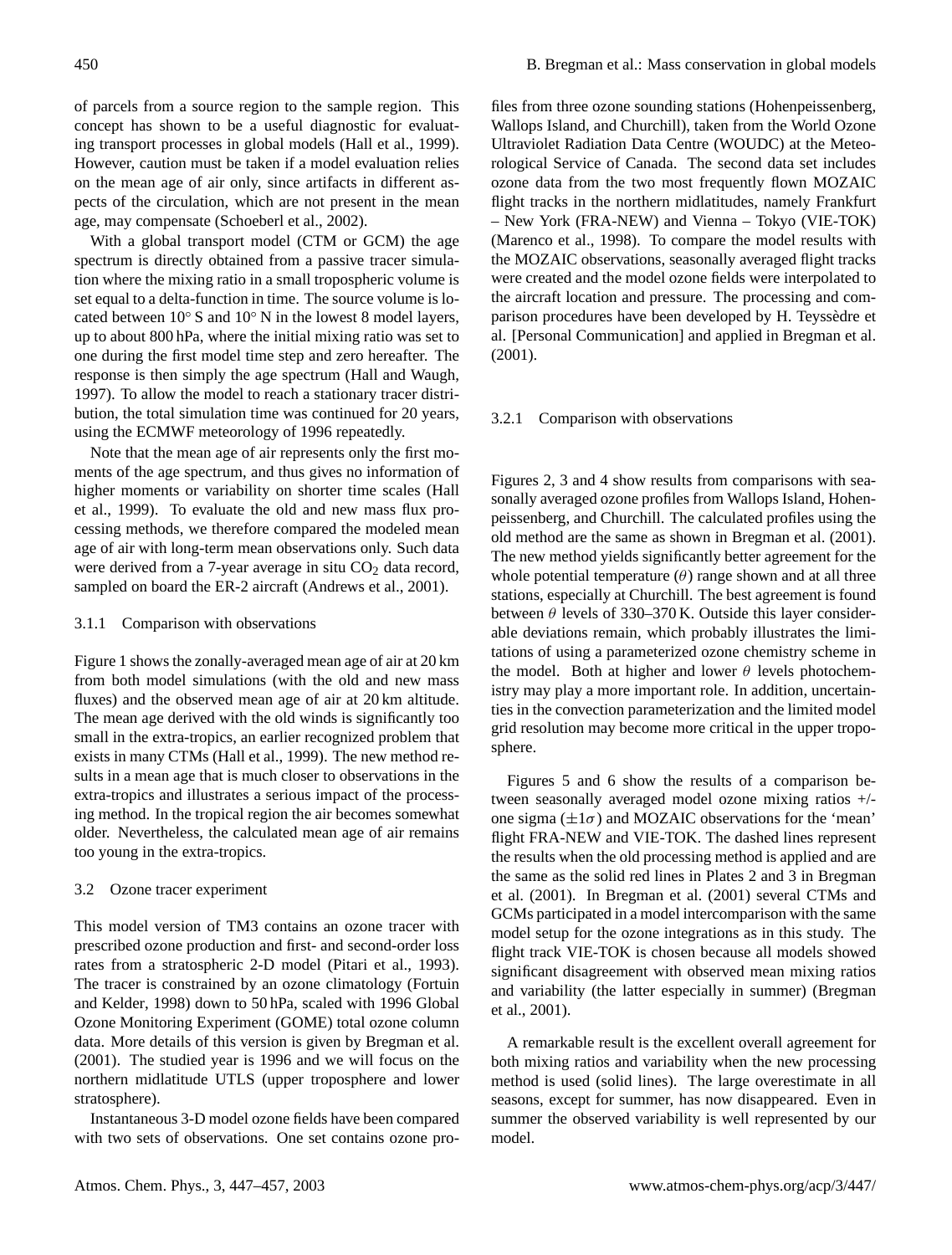of parcels from a source region to the sample region. This concept has shown to be a useful diagnostic for evaluating transport processes in global models (Hall et al., 1999). However, caution must be taken if a model evaluation relies on the mean age of air only, since artifacts in different aspects of the circulation, which are not present in the mean age, may compensate (Schoeberl et al., 2002).

With a global transport model (CTM or GCM) the age spectrum is directly obtained from a passive tracer simulation where the mixing ratio in a small tropospheric volume is set equal to a delta-function in time. The source volume is located between 10° S and 10° N in the lowest 8 model layers, up to about 800 hPa, where the initial mixing ratio was set to one during the first model time step and zero hereafter. The response is then simply the age spectrum (Hall and Waugh, 1997). To allow the model to reach a stationary tracer distribution, the total simulation time was continued for 20 years, using the ECMWF meteorology of 1996 repeatedly.

Note that the mean age of air represents only the first moments of the age spectrum, and thus gives no information of higher moments or variability on shorter time scales (Hall et al., 1999). To evaluate the old and new mass flux processing methods, we therefore compared the modeled mean age of air with long-term mean observations only. Such data were derived from a 7-year average in situ $CO_2$ data record, sampled on board the ER-2 aircraft (Andrews et al., 2001).

### 3.1.1 Comparison with observations

Figure 1 shows the zonally-averaged mean age of air at 20 km from both model simulations (with the old and new mass fluxes) and the observed mean age of air at 20 km altitude. The mean age derived with the old winds is significantly too small in the extra-tropics, an earlier recognized problem that exists in many CTMs (Hall et al., 1999). The new method results in a mean age that is much closer to observations in the extra-tropics and illustrates a serious impact of the processing method. In the tropical region the air becomes somewhat older. Nevertheless, the calculated mean age of air remains too young in the extra-tropics.

## 3.2 Ozone tracer experiment

This model version of TM3 contains an ozone tracer with prescribed ozone production and first- and second-order loss rates from a stratospheric 2-D model (Pitari et al., 1993). The tracer is constrained by an ozone climatology (Fortuin and Kelder, 1998) down to 50 hPa, scaled with 1996 Global Ozone Monitoring Experiment (GOME) total ozone column data. More details of this version is given by Bregman et al. (2001). The studied year is 1996 and we will focus on the northern midlatitude UTLS (upper troposphere and lower stratosphere).

Instantaneous 3-D model ozone fields have been compared with two sets of observations. One set contains ozone profiles from three ozone sounding stations (Hohenpeissenberg, Wallops Island, and Churchill), taken from the World Ozone Ultraviolet Radiation Data Centre (WOUDC) at the Meteorological Service of Canada. The second data set includes ozone data from the two most frequently flown MOZAIC flight tracks in the northern midlatitudes, namely Frankfurt – New York (FRA-NEW) and Vienna – Tokyo (VIE-TOK) (Marenco et al., 1998). To compare the model results with the MOZAIC observations, seasonally averaged flight tracks were created and the model ozone fields were interpolated to the aircraft location and pressure. The processing and comparison procedures have been developed by H. Teyssèdre et al. [Personal Communication] and applied in Bregman et al. (2001).

### 3.2.1 Comparison with observations

Figures 2, 3 and 4 show results from comparisons with seasonally averaged ozone profiles from Wallops Island, Hohenpeissenberg, and Churchill. The calculated profiles using the old method are the same as shown in Bregman et al. (2001). The new method yields significantly better agreement for the whole potential temperature ($\theta$) range shown and at all three stations, especially at Churchill. The best agreement is found between $\theta$ levels of 330–370 K. Outside this layer considerable deviations remain, which probably illustrates the limitations of using a parameterized ozone chemistry scheme in the model. Both at higher and lower $\theta$ levels photochemistry may play a more important role. In addition, uncertainties in the convection parameterization and the limited model grid resolution may become more critical in the upper troposphere.

Figures 5 and 6 show the results of a comparison between seasonally averaged model ozone mixing ratios +/- one sigma ($\pm 1\sigma$) and MOZAIC observations for the 'mean' flight FRA-NEW and VIE-TOK. The dashed lines represent the results when the old processing method is applied and are the same as the solid red lines in Plates 2 and 3 in Bregman et al. (2001). In Bregman et al. (2001) several CTMs and GCMs participated in a model intercomparison with the same model setup for the ozone integrations as in this study. The flight track VIE-TOK is chosen because all models showed significant disagreement with observed mean mixing ratios and variability (the latter especially in summer) (Bregman et al., 2001).

A remarkable result is the excellent overall agreement for both mixing ratios and variability when the new processing method is used (solid lines). The large overestimate in all seasons, except for summer, has now disappeared. Even in summer the observed variability is well represented by our model.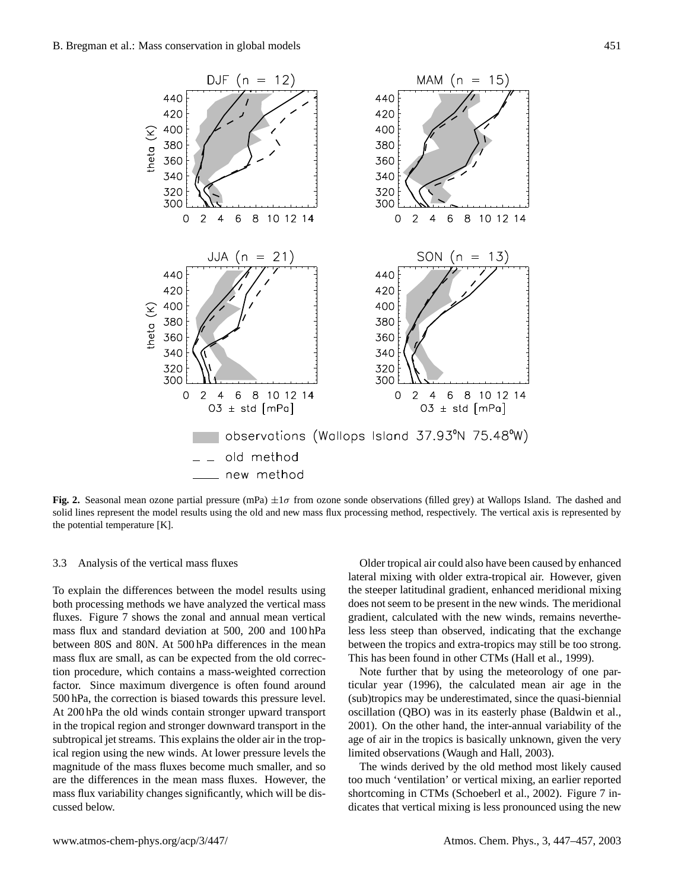**Fig. 2.** Seasonal mean ozone partial pressure (mPa) $\pm 1\sigma$ from ozone sonde observations (filled grey) at Wallops Island. The dashed and solid lines represent the model results using the old and new mass flux processing method, respectively. The vertical axis is represented by the potential temperature [K].

### 3.3 Analysis of the vertical mass fluxes

To explain the differences between the model results using both processing methods we have analyzed the vertical mass fluxes. Figure 7 shows the zonal and annual mean vertical mass flux and standard deviation at 500, 200 and 100 hPa between 80S and 80N. At 500 hPa differences in the mean mass flux are small, as can be expected from the old correction procedure, which contains a mass-weighted correction factor. Since maximum divergence is often found around 500 hPa, the correction is biased towards this pressure level. At 200 hPa the old winds contain stronger upward transport in the tropical region and stronger downward transport in the subtropical jet streams. This explains the older air in the tropical region using the new winds. At lower pressure levels the magnitude of the mass fluxes become much smaller, and so are the differences in the mean mass fluxes. However, the mass flux variability changes significantly, which will be discussed below.

Older tropical air could also have been caused by enhanced lateral mixing with older extra-tropical air. However, given the steeper latitudinal gradient, enhanced meridional mixing does not seem to be present in the new winds. The meridional gradient, calculated with the new winds, remains nevertheless less steep than observed, indicating that the exchange between the tropics and extra-tropics may still be too strong. This has been found in other CTMs (Hall et al., 1999).

Note further that by using the meteorology of one particular year (1996), the calculated mean air age in the (sub)tropics may be underestimated, since the quasi-biennial oscillation (QBO) was in its easterly phase (Baldwin et al., 2001). On the other hand, the inter-annual variability of the age of air in the tropics is basically unknown, given the very limited observations (Waugh and Hall, 2003).

The winds derived by the old method most likely caused too much 'ventilation' or vertical mixing, an earlier reported shortcoming in CTMs (Schoeberl et al., 2002). Figure 7 indicates that vertical mixing is less pronounced using the new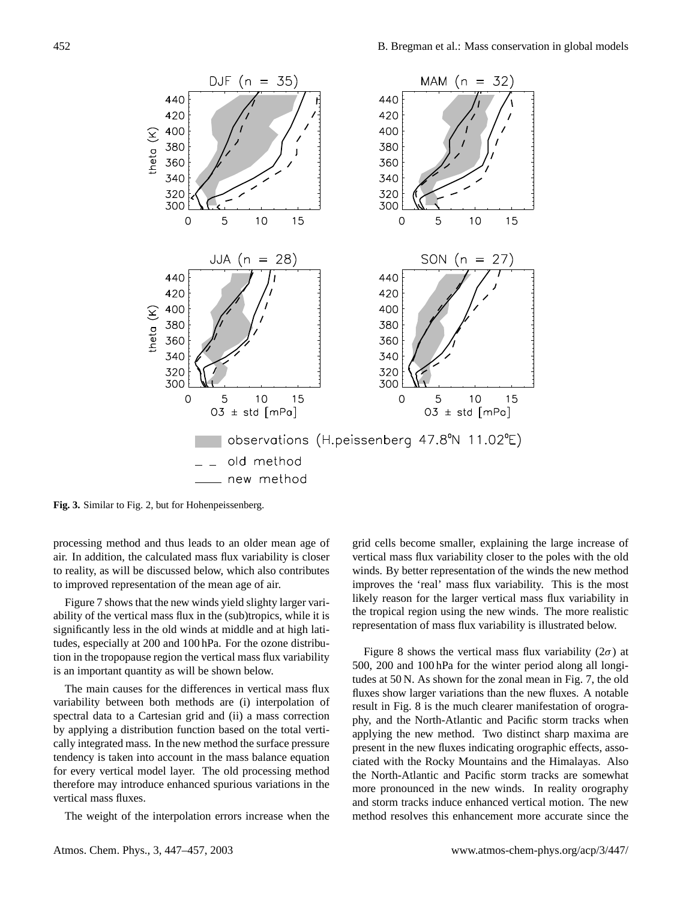**Fig. 3.** Similar to Fig. 2, but for Hohenpeissenberg.

processing method and thus leads to an older mean age of air. In addition, the calculated mass flux variability is closer to reality, as will be discussed below, which also contributes to improved representation of the mean age of air.

Figure 7 shows that the new winds yield slighty larger variability of the vertical mass flux in the (sub)tropics, while it is significantly less in the old winds at middle and at high latitudes, especially at 200 and 100 hPa. For the ozone distribution in the tropopause region the vertical mass flux variability is an important quantity as will be shown below.

The main causes for the differences in vertical mass flux variability between both methods are (i) interpolation of spectral data to a Cartesian grid and (ii) a mass correction by applying a distribution function based on the total vertically integrated mass. In the new method the surface pressure tendency is taken into account in the mass balance equation for every vertical model layer. The old processing method therefore may introduce enhanced spurious variations in the vertical mass fluxes.

The weight of the interpolation errors increase when the grid cells become smaller, explaining the large increase of vertical mass flux variability closer to the poles with the old winds. By better representation of the winds the new method improves the 'real' mass flux variability. This is the most likely reason for the larger vertical mass flux variability in the tropical region using the new winds. The more realistic representation of mass flux variability is illustrated below.

Figure 8 shows the vertical mass flux variability ($2\sigma$) at 500, 200 and 100 hPa for the winter period along all longitudes at 50 N. As shown for the zonal mean in Fig. 7, the old fluxes show larger variations than the new fluxes. A notable result in Fig. 8 is the much clearer manifestation of orography, and the North-Atlantic and Pacific storm tracks when applying the new method. Two distinct sharp maxima are present in the new fluxes indicating orographic effects, associated with the Rocky Mountains and the Himalayas. Also the North-Atlantic and Pacific storm tracks are somewhat more pronounced in the new winds. In reality orography and storm tracks induce enhanced vertical motion. The new method resolves this enhancement more accurate since the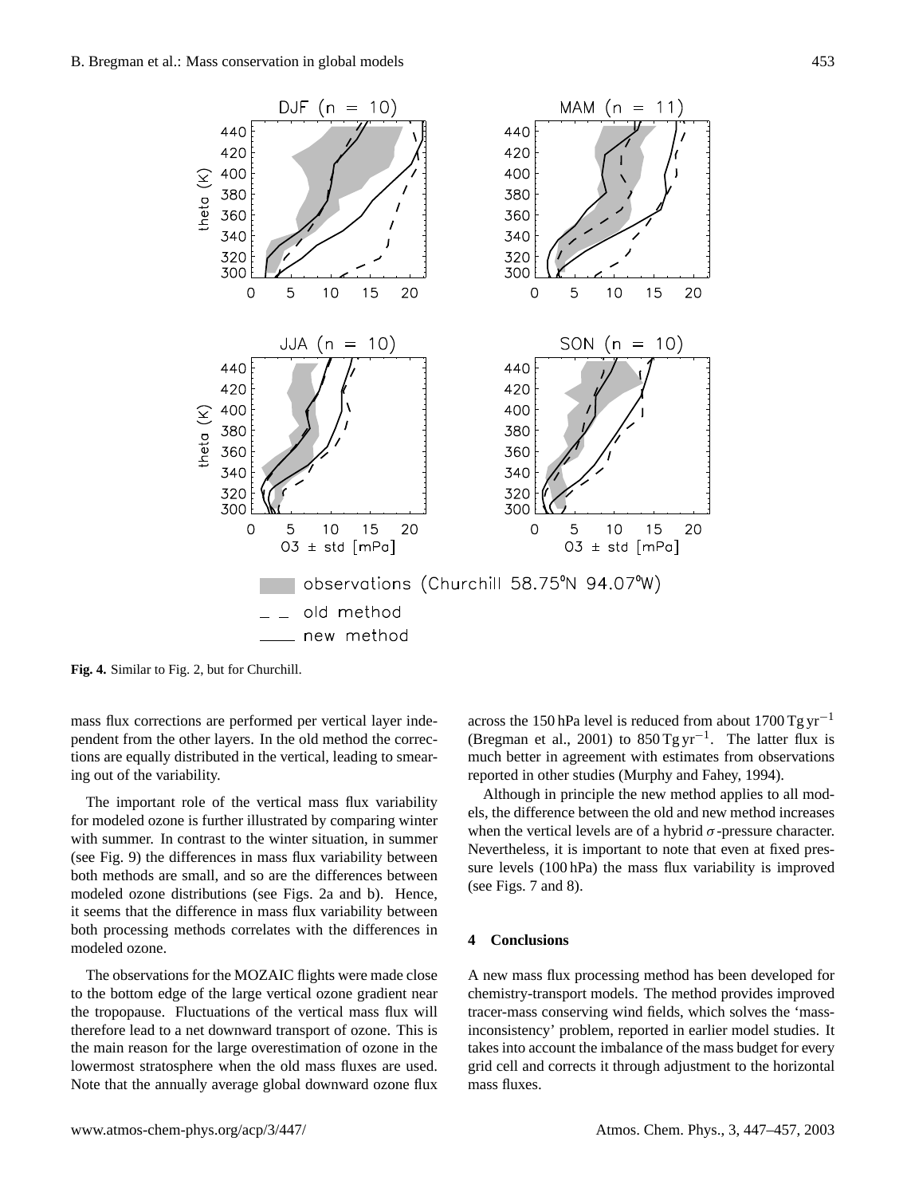**Fig. 4.** Similar to Fig. 2, but for Churchill.

mass flux corrections are performed per vertical layer independent from the other layers. In the old method the corrections are equally distributed in the vertical, leading to smearing out of the variability.

The important role of the vertical mass flux variability for modeled ozone is further illustrated by comparing winter with summer. In contrast to the winter situation, in summer (see Fig. 9) the differences in mass flux variability between both methods are small, and so are the differences between modeled ozone distributions (see Figs. 2a and b). Hence, it seems that the difference in mass flux variability between both processing methods correlates with the differences in modeled ozone.

The observations for the MOZAIC flights were made close to the bottom edge of the large vertical ozone gradient near the tropopause. Fluctuations of the vertical mass flux will therefore lead to a net downward transport of ozone. This is the main reason for the large overestimation of ozone in the lowermost stratosphere when the old mass fluxes are used. Note that the annually average global downward ozone flux across the 150 hPa level is reduced from about 1700 Tg $yr^{-1}$ (Bregman et al., 2001) to 850 Tg $yr^{-1}$. The latter flux is much better in agreement with estimates from observations reported in other studies (Murphy and Fahey, 1994).

Although in principle the new method applies to all models, the difference between the old and new method increases when the vertical levels are of a hybrid $\sigma$-pressure character. Nevertheless, it is important to note that even at fixed pressure levels (100 hPa) the mass flux variability is improved (see Figs. 7 and 8).

## 4 Conclusions

A new mass flux processing method has been developed for chemistry-transport models. The method provides improved tracer-mass conserving wind fields, which solves the 'mass-inconsistency' problem, reported in earlier model studies. It takes into account the imbalance of the mass budget for every grid cell and corrects it through adjustment to the horizontal mass fluxes.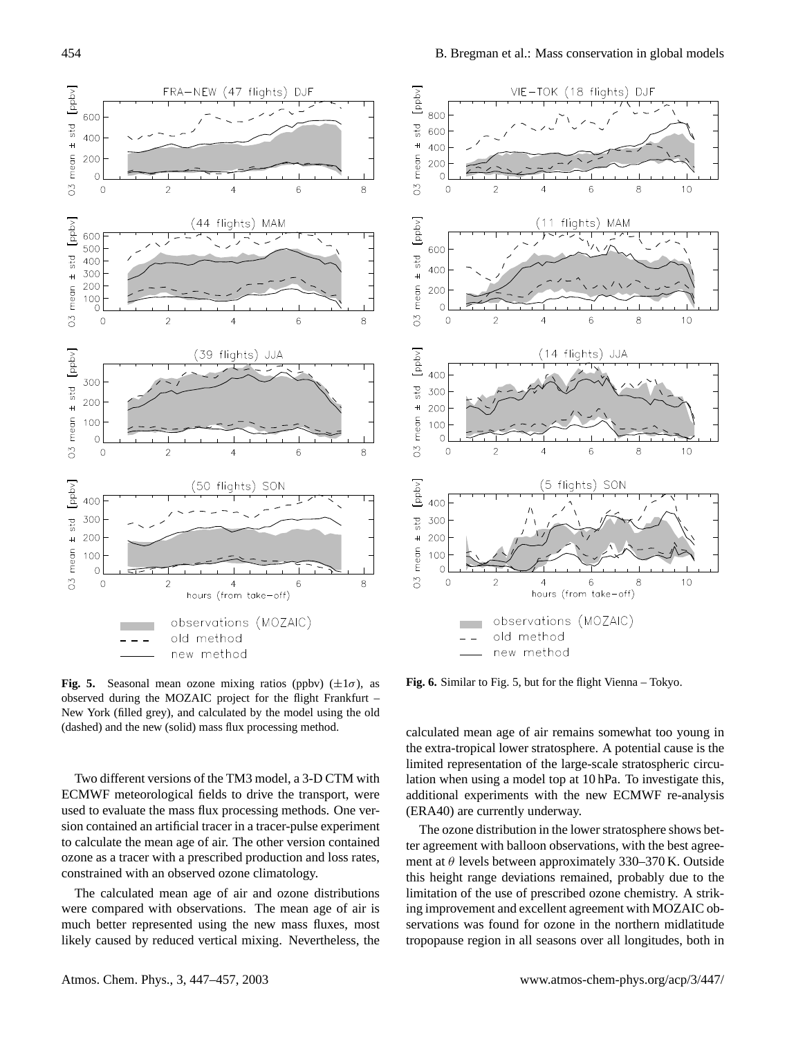**Fig. 5.** Seasonal mean ozone mixing ratios (ppbv) ($\pm 1\sigma$), as observed during the MOZAIC project for the flight Frankfurt – New York (filled grey), and calculated by the model using the old (dashed) and the new (solid) mass flux processing method.

**Fig. 6.** Similar to Fig. 5, but for the flight Vienna – Tokyo.

Two different versions of the TM3 model, a 3-D CTM with ECMWF meteorological fields to drive the transport, were used to evaluate the mass flux processing methods. One version contained an artificial tracer in a tracer-pulse experiment to calculate the mean age of air. The other version contained ozone as a tracer with a prescribed production and loss rates, constrained with an observed ozone climatology.

The calculated mean age of air and ozone distributions were compared with observations. The mean age of air is much better represented using the new mass fluxes, most likely caused by reduced vertical mixing. Nevertheless, the calculated mean age of air remains somewhat too young in the extra-tropical lower stratosphere. A potential cause is the limited representation of the large-scale stratospheric circulation when using a model top at 10 hPa. To investigate this, additional experiments with the new ECMWF re-analysis (ERA40) are currently underway.

The ozone distribution in the lower stratosphere shows better agreement with balloon observations, with the best agreement at $\theta$ levels between approximately 330–370 K. Outside this height range deviations remained, probably due to the limitation of the use of prescribed ozone chemistry. A striking improvement and excellent agreement with MOZAIC observations was found for ozone in the northern midlatitude tropopause region in all seasons over all longitudes, both in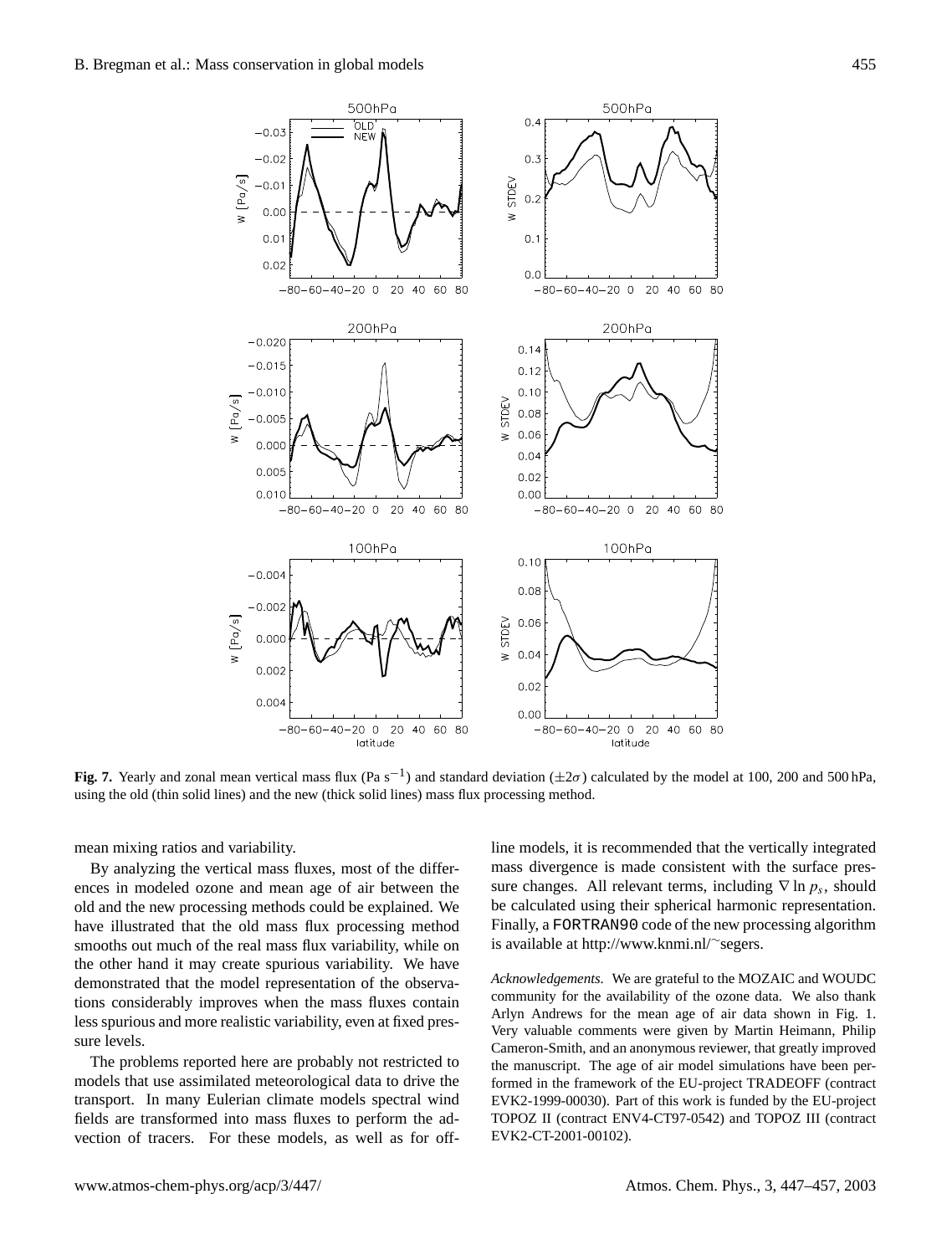**Fig. 7.** Yearly and zonal mean vertical mass flux (Pa s$^{-1}$) and standard deviation ($\pm 2\sigma$) calculated by the model at 100, 200 and 500 hPa, using the old (thin solid lines) and the new (thick solid lines) mass flux processing method.

mean mixing ratios and variability.

By analyzing the vertical mass fluxes, most of the differences in modeled ozone and mean age of air between the old and the new processing methods could be explained. We have illustrated that the old mass flux processing method smooths out much of the real mass flux variability, while on the other hand it may create spurious variability. We have demonstrated that the model representation of the observations considerably improves when the mass fluxes contain less spurious and more realistic variability, even at fixed pressure levels.

The problems reported here are probably not restricted to models that use assimilated meteorological data to drive the transport. In many Eulerian climate models spectral wind fields are transformed into mass fluxes to perform the advection of tracers. For these models, as well as for off-line models, it is recommended that the vertically integrated mass divergence is made consistent with the surface pressure changes. All relevant terms, including $\nabla \ln p_s$, should be calculated using their spherical harmonic representation. Finally, a FORTRAN90 code of the new processing algorithm is available at http://www.knmi.nl/~segers.

*Acknowledgements.* We are grateful to the MOZAIC and WOUDC community for the availability of the ozone data. We also thank Arlyn Andrews for the mean age of air data shown in Fig. 1. Very valuable comments were given by Martin Heimann, Philip Cameron-Smith, and an anonymous reviewer, that greatly improved the manuscript. The age of air model simulations have been performed in the framework of the EU-project TRADEOFF (contract EVK2-1999-00030). Part of this work is funded by the EU-project TOPOZ II (contract ENV4-CT97-0542) and TOPOZ III (contract EVK2-CT-2001-00102).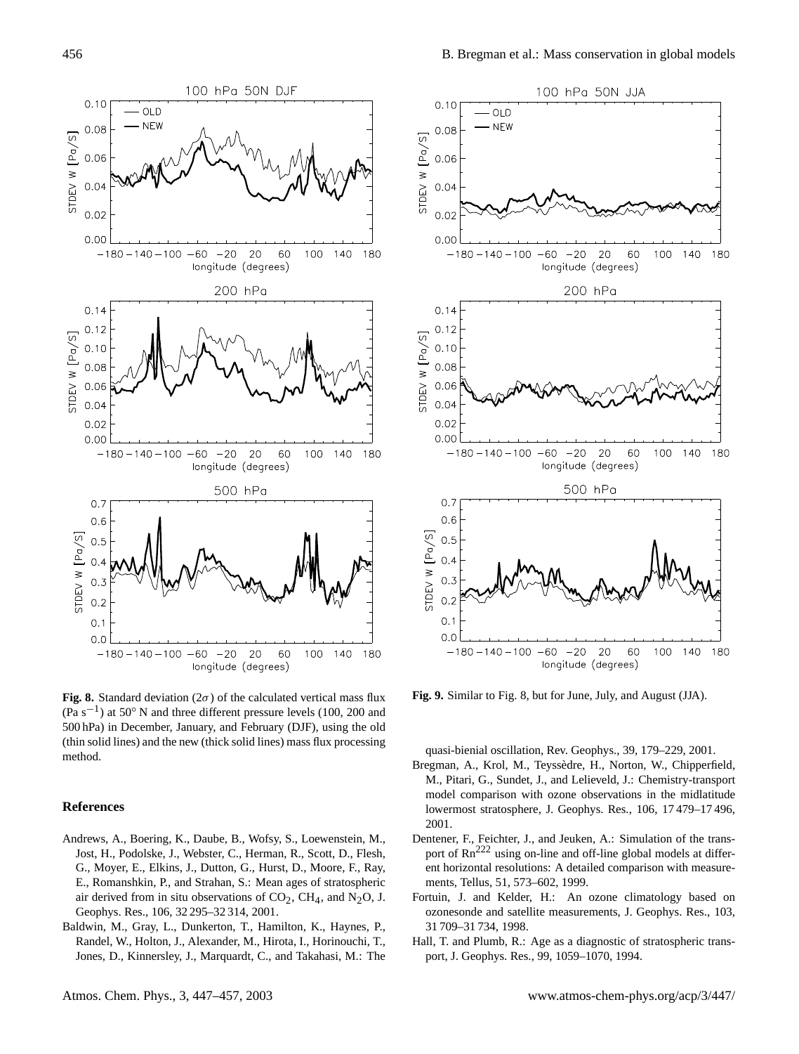**Fig. 8.** Standard deviation ($2\sigma$) of the calculated vertical mass flux (Pa $s^{-1}$) at 50° N and three different pressure levels (100, 200 and 500 hPa) in December, January, and February (DJF), using the old (thin solid lines) and the new (thick solid lines) mass flux processing method.

**Fig. 9.** Similar to Fig. 8, but for June, July, and August (JJA).

## References

- Andrews, A., Boering, K., Daube, B., Wofsy, S., Loewenstein, M., Jost, H., Podolske, J., Webster, C., Herman, R., Scott, D., Flesh, G., Moyer, E., Elkins, J., Dutton, G., Hurst, D., Moore, F., Ray, E., Romanshkin, P., and Strahan, S.: Mean ages of stratospheric air derived from in situ observations of $CO_2$, $CH_4$, and $N_2O$, J. Geophys. Res., 106, 32 295–32 314, 2001.
- Baldwin, M., Gray, L., Dunkerton, T., Hamilton, K., Haynes, P., Randel, W., Holton, J., Alexander, M., Hirota, I., Horinouchi, T., Jones, D., Kinnersley, J., Marquardt, C., and Takahasi, M.: The quasi-bienial oscillation, Rev. Geophys., 39, 179–229, 2001.
- Bregman, A., Krol, M., Teyssèdre, H., Norton, W., Chipperfield, M., Pitari, G., Sundet, J., and Lelieveld, J.: Chemistry-transport model comparison with ozone observations in the midlatitude lowermost stratosphere, J. Geophys. Res., 106, 17 479–17 496, 2001.
- Dentener, F., Feichter, J., and Jeuken, A.: Simulation of the transport of $Rn^{222}$ using on-line and off-line global models at different horizontal resolutions: A detailed comparison with measurements, Tellus, 51, 573–602, 1999.
- Fortuin, J. and Kelder, H.: An ozone climatology based on ozonesonde and satellite measurements, J. Geophys. Res., 103, 31 709–31 734, 1998.
- Hall, T. and Plumb, R.: Age as a diagnostic of stratospheric transport, J. Geophys. Res., 99, 1059–1070, 1994.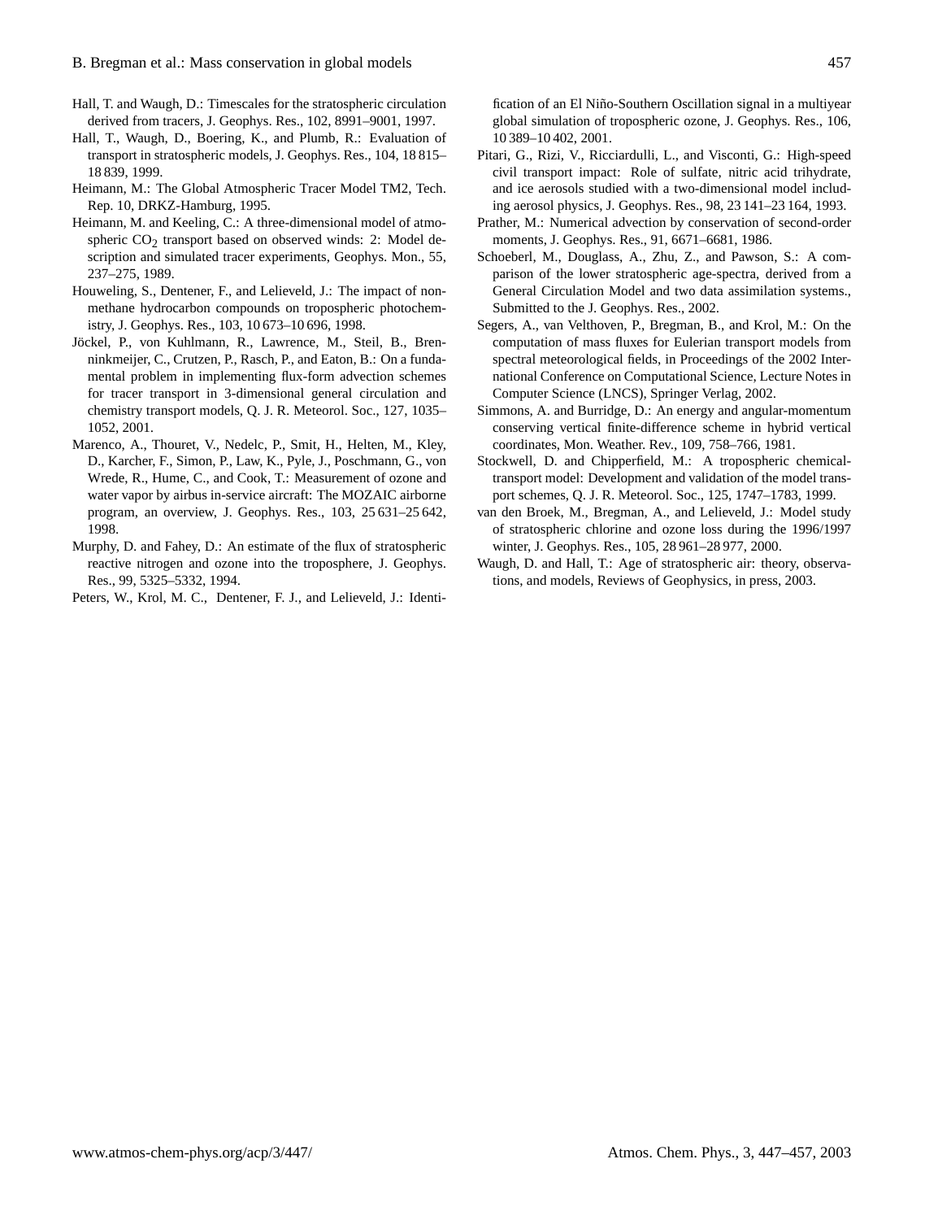Hall, T. and Waugh, D.: Timescales for the stratospheric circulation derived from tracers, J. Geophys. Res., 102, 8991–9001, 1997.

Hall, T., Waugh, D., Boering, K., and Plumb, R.: Evaluation of transport in stratospheric models, J. Geophys. Res., 104, 18 815–18 839, 1999.

Heimann, M.: The Global Atmospheric Tracer Model TM2, Tech. Rep. 10, DRKZ-Hamburg, 1995.

Heimann, M. and Keeling, C.: A three-dimensional model of atmospheric $CO_2$ transport based on observed winds: 2: Model description and simulated tracer experiments, Geophys. Mon., 55, 237–275, 1989.

Houweling, S., Dentener, F., and Lelieveld, J.: The impact of nonmethane hydrocarbon compounds on tropospheric photochemistry, J. Geophys. Res., 103, 10 673–10 696, 1998.

Jöckel, P., von Kuhlmann, R., Lawrence, M., Steil, B., Brenninkmeijer, C., Crutzen, P., Rasch, P., and Eaton, B.: On a fundamental problem in implementing flux-form advection schemes for tracer transport in 3-dimensional general circulation and chemistry transport models, Q. J. R. Meteorol. Soc., 127, 1035–1052, 2001.

Marenco, A., Thouret, V., Nedelc, P., Smit, H., Helten, M., Kley, D., Karcher, F., Simon, P., Law, K., Pyle, J., Poschmann, G., von Wrede, R., Hume, C., and Cook, T.: Measurement of ozone and water vapor by airbus in-service aircraft: The MOZAIC airborne program, an overview, J. Geophys. Res., 103, 25 631–25 642, 1998.

Murphy, D. and Fahey, D.: An estimate of the flux of stratospheric reactive nitrogen and ozone into the troposphere, J. Geophys. Res., 99, 5325–5332, 1994.

Peters, W., Krol, M. C., Dentener, F. J., and Lelieveld, J.: Identification of an El Niño-Southern Oscillation signal in a multiyear global simulation of tropospheric ozone, J. Geophys. Res., 106, 10 389–10 402, 2001.

Pitari, G., Rizi, V., Ricciardulli, L., and Visconti, G.: High-speed civil transport impact: Role of sulfate, nitric acid trihydrate, and ice aerosols studied with a two-dimensional model including aerosol physics, J. Geophys. Res., 98, 23 141–23 164, 1993.

Prather, M.: Numerical advection by conservation of second-order moments, J. Geophys. Res., 91, 6671–6681, 1986.

Schoeberl, M., Douglass, A., Zhu, Z., and Pawson, S.: A comparison of the lower stratospheric age-spectra, derived from a General Circulation Model and two data assimilation systems., Submitted to the J. Geophys. Res., 2002.

Segers, A., van Velthoven, P., Bregman, B., and Krol, M.: On the computation of mass fluxes for Eulerian transport models from spectral meteorological fields, in Proceedings of the 2002 International Conference on Computational Science, Lecture Notes in Computer Science (LNCS), Springer Verlag, 2002.

Simmons, A. and Burridge, D.: An energy and angular-momentum conserving vertical finite-difference scheme in hybrid vertical coordinates, Mon. Weather. Rev., 109, 758–766, 1981.

Stockwell, D. and Chipperfield, M.: A tropospheric chemical-transport model: Development and validation of the model transport schemes, Q. J. R. Meteorol. Soc., 125, 1747–1783, 1999.

van den Broek, M., Bregman, A., and Lelieveld, J.: Model study of stratospheric chlorine and ozone loss during the 1996/1997 winter, J. Geophys. Res., 105, 28 961–28 977, 2000.

Waugh, D. and Hall, T.: Age of stratospheric air: theory, observations, and models, Reviews of Geophysics, in press, 2003.